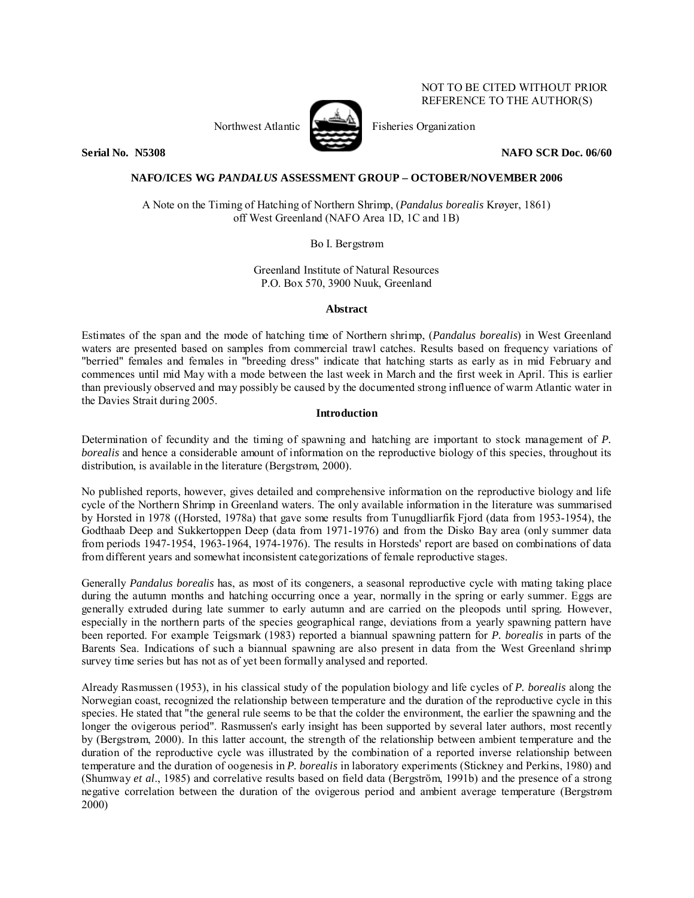NOT TO BE CITED WITHOUT PRIOR REFERENCE TO THE AUTHOR(S)

Northwest Atlantic Fisheries Organization

**Serial No. N5308** **NAFO SCR Doc. 06/60**

**NAFO/ICES WG *PANDALUS* ASSESSMENT GROUP – OCTOBER/NOVEMBER 2006**

A Note on the Timing of Hatching of Northern Shrimp, (*Pandalus borealis* Krøyer, 1861) off West Greenland (NAFO Area 1D, 1C and 1B)

Bo I. Bergstrøm

Greenland Institute of Natural Resources
P.O. Box 570, 3900 Nuuk, Greenland

## Abstract

Estimates of the span and the mode of hatching time of Northern shrimp, (*Pandalus borealis*) in West Greenland waters are presented based on samples from commercial trawl catches. Results based on frequency variations of "berried" females and females in "breeding dress" indicate that hatching starts as early as in mid February and commences until mid May with a mode between the last week in March and the first week in April. This is earlier than previously observed and may possibly be caused by the documented strong influence of warm Atlantic water in the Davies Strait during 2005.

## Introduction

Determination of fecundity and the timing of spawning and hatching are important to stock management of *P. borealis* and hence a considerable amount of information on the reproductive biology of this species, throughout its distribution, is available in the literature (Bergstrøm, 2000).

No published reports, however, gives detailed and comprehensive information on the reproductive biology and life cycle of the Northern Shrimp in Greenland waters. The only available information in the literature was summarised by Horsted in 1978 ((Horsted, 1978a) that gave some results from Tunugdliarfik Fjord (data from 1953-1954), the Godthaab Deep and Sukkertoppen Deep (data from 1971-1976) and from the Disko Bay area (only summer data from periods 1947-1954, 1963-1964, 1974-1976). The results in Horsteds' report are based on combinations of data from different years and somewhat inconsistent categorizations of female reproductive stages.

Generally *Pandalus borealis* has, as most of its congeners, a seasonal reproductive cycle with mating taking place during the autumn months and hatching occurring once a year, normally in the spring or early summer. Eggs are generally extruded during late summer to early autumn and are carried on the pleopods until spring. However, especially in the northern parts of the species geographical range, deviations from a yearly spawning pattern have been reported. For example Teigsmark (1983) reported a biannual spawning pattern for *P. borealis* in parts of the Barents Sea. Indications of such a biannual spawning are also present in data from the West Greenland shrimp survey time series but has not as of yet been formally analysed and reported.

Already Rasmussen (1953), in his classical study of the population biology and life cycles of *P. borealis* along the Norwegian coast, recognized the relationship between temperature and the duration of the reproductive cycle in this species. He stated that "the general rule seems to be that the colder the environment, the earlier the spawning and the longer the ovigerous period". Rasmussen's early insight has been supported by several later authors, most recently by (Bergstrøm, 2000). In this latter account, the strength of the relationship between ambient temperature and the duration of the reproductive cycle was illustrated by the combination of a reported inverse relationship between temperature and the duration of oogenesis in *P. borealis* in laboratory experiments (Stickney and Perkins, 1980) and (Shumway *et al*., 1985) and correlative results based on field data (Bergström, 1991b) and the presence of a strong negative correlation between the duration of the ovigerous period and ambient average temperature (Bergstrøm 2000)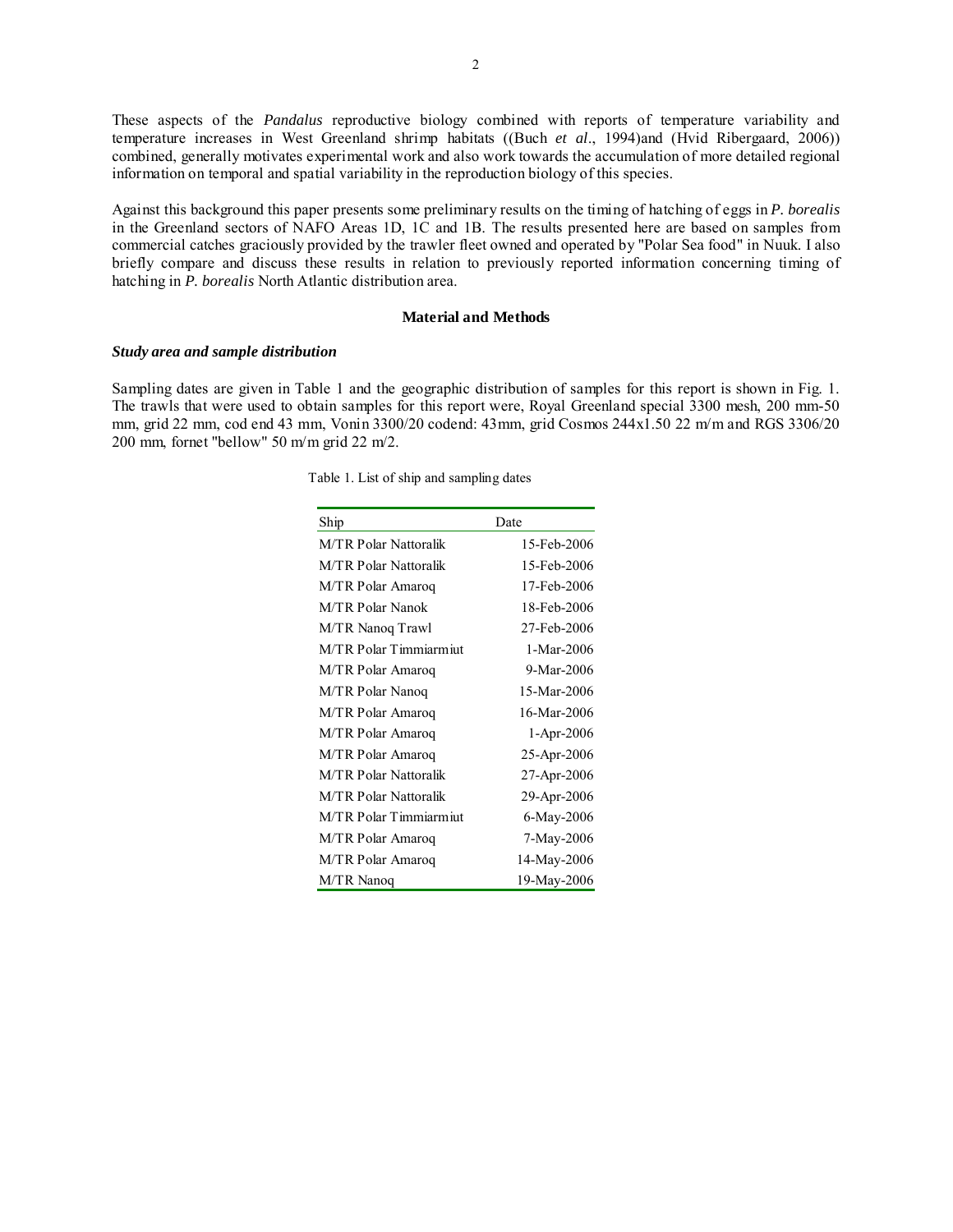These aspects of the *Pandalus* reproductive biology combined with reports of temperature variability and temperature increases in West Greenland shrimp habitats ((Buch *et al*., 1994)and (Hvid Ribergaard, 2006)) combined, generally motivates experimental work and also work towards the accumulation of more detailed regional information on temporal and spatial variability in the reproduction biology of this species.

Against this background this paper presents some preliminary results on the timing of hatching of eggs in *P. borealis* in the Greenland sectors of NAFO Areas 1D, 1C and 1B. The results presented here are based on samples from commercial catches graciously provided by the trawler fleet owned and operated by "Polar Sea food" in Nuuk. I also briefly compare and discuss these results in relation to previously reported information concerning timing of hatching in *P. borealis* North Atlantic distribution area.

## Material and Methods

### *Study area and sample distribution*

Sampling dates are given in Table 1 and the geographic distribution of samples for this report is shown in Fig. 1. The trawls that were used to obtain samples for this report were, Royal Greenland special 3300 mesh, 200 mm-50 mm, grid 22 mm, cod end 43 mm, Vonin 3300/20 codend: 43mm, grid Cosmos 244x1.50 22 m/m and RGS 3306/20 200 mm, fornet "bellow" 50 m/m grid 22 m/2.

Table 1. List of ship and sampling dates

| Ship | Date |
|---|---|
| M/TR Polar Nattoralik | 15-Feb-2006 |
| M/TR Polar Nattoralik | 15-Feb-2006 |
| M/TR Polar Amaroq | 17-Feb-2006 |
| M/TR Polar Nanok | 18-Feb-2006 |
| M/TR Nanoq Trawl | 27-Feb-2006 |
| M/TR Polar Timmiarmiut | 1-Mar-2006 |
| M/TR Polar Amaroq | 9-Mar-2006 |
| M/TR Polar Nanoq | 15-Mar-2006 |
| M/TR Polar Amaroq | 16-Mar-2006 |
| M/TR Polar Amaroq | 1-Apr-2006 |
| M/TR Polar Amaroq | 25-Apr-2006 |
| M/TR Polar Nattoralik | 27-Apr-2006 |
| M/TR Polar Nattoralik | 29-Apr-2006 |
| M/TR Polar Timmiarmiut | 6-May-2006 |
| M/TR Polar Amaroq | 7-May-2006 |
| M/TR Polar Amaroq | 14-May-2006 |
| M/TR Nanoq | 19-May-2006 |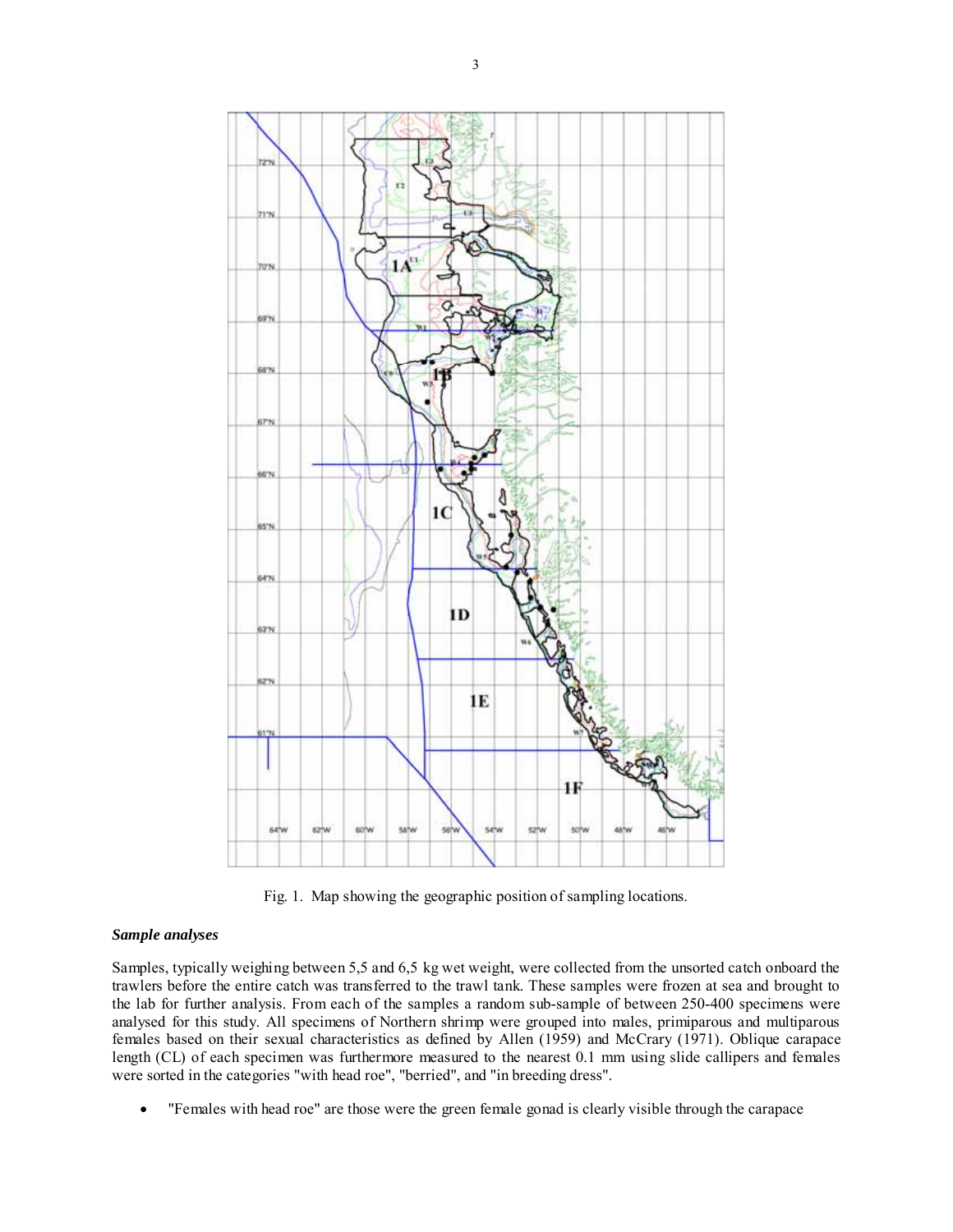Fig. 1. Map showing the geographic position of sampling locations.

### *Sample analyses*

Samples, typically weighing between 5,5 and 6,5 kg wet weight, were collected from the unsorted catch onboard the trawlers before the entire catch was transferred to the trawl tank. These samples were frozen at sea and brought to the lab for further analysis. From each of the samples a random sub-sample of between 250-400 specimens were analysed for this study. All specimens of Northern shrimp were grouped into males, primiparous and multiparous females based on their sexual characteristics as defined by Allen (1959) and McCrary (1971). Oblique carapace length (CL) of each specimen was furthermore measured to the nearest 0.1 mm using slide callipers and females were sorted in the categories "with head roe", "berried", and "in breeding dress".

- "Females with head roe" are those were the green female gonad is clearly visible through the carapace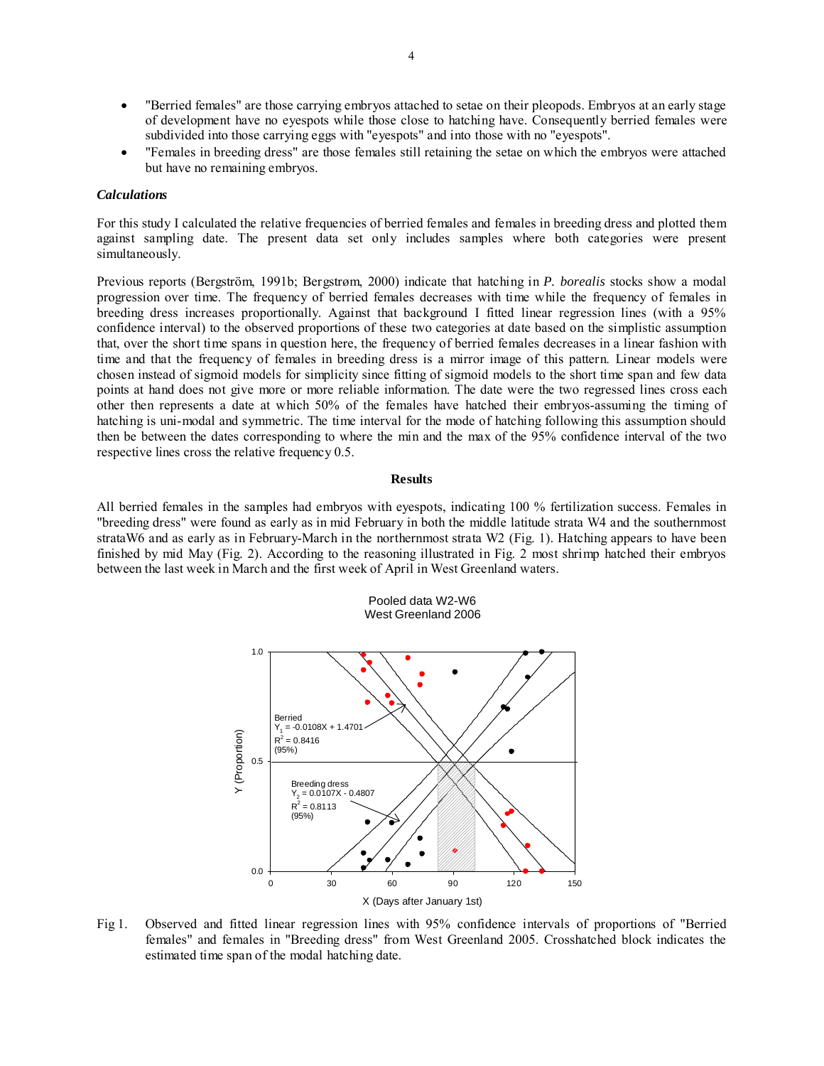- "Berried females" are those carrying embryos attached to setae on their pleopods. Embryos at an early stage of development have no eyespots while those close to hatching have. Consequently berried females were subdivided into those carrying eggs with "eyespots" and into those with no "eyespots".
- "Females in breeding dress" are those females still retaining the setae on which the embryos were attached but have no remaining embryos.

### *Calculations*

For this study I calculated the relative frequencies of berried females and females in breeding dress and plotted them against sampling date. The present data set only includes samples where both categories were present simultaneously.

Previous reports (Bergström, 1991b; Bergstrøm, 2000) indicate that hatching in *P. borealis* stocks show a modal progression over time. The frequency of berried females decreases with time while the frequency of females in breeding dress increases proportionally. Against that background I fitted linear regression lines (with a 95% confidence interval) to the observed proportions of these two categories at date based on the simplistic assumption that, over the short time spans in question here, the frequency of berried females decreases in a linear fashion with time and that the frequency of females in breeding dress is a mirror image of this pattern. Linear models were chosen instead of sigmoid models for simplicity since fitting of sigmoid models to the short time span and few data points at hand does not give more or more reliable information. The date were the two regressed lines cross each other then represents a date at which 50% of the females have hatched their embryos-assuming the timing of hatching is uni-modal and symmetric. The time interval for the mode of hatching following this assumption should then be between the dates corresponding to where the min and the max of the 95% confidence interval of the two respective lines cross the relative frequency 0.5.

## Results

All berried females in the samples had embryos with eyespots, indicating 100 % fertilization success. Females in "breeding dress" were found as early as in mid February in both the middle latitude strata W4 and the southernmost strataW6 and as early as in February-March in the northernmost strata W2 (Fig. 1). Hatching appears to have been finished by mid May (Fig. 2). According to the reasoning illustrated in Fig. 2 most shrimp hatched their embryos between the last week in March and the first week of April in West Greenland waters.

Pooled data W2-W6
West Greenland 2006

Berried: $Y_1 = -0.0108X + 1.4701$, $R^2 = 0.8416$ (95%)

Breeding dress: $Y_2 = 0.0107X - 0.4807$, $R^2 = 0.8113$ (95%)

Y (Proportion); X (Days after January 1st)

Fig 1. Observed and fitted linear regression lines with 95% confidence intervals of proportions of "Berried females" and females in "Breeding dress" from West Greenland 2005. Crosshatched block indicates the estimated time span of the modal hatching date.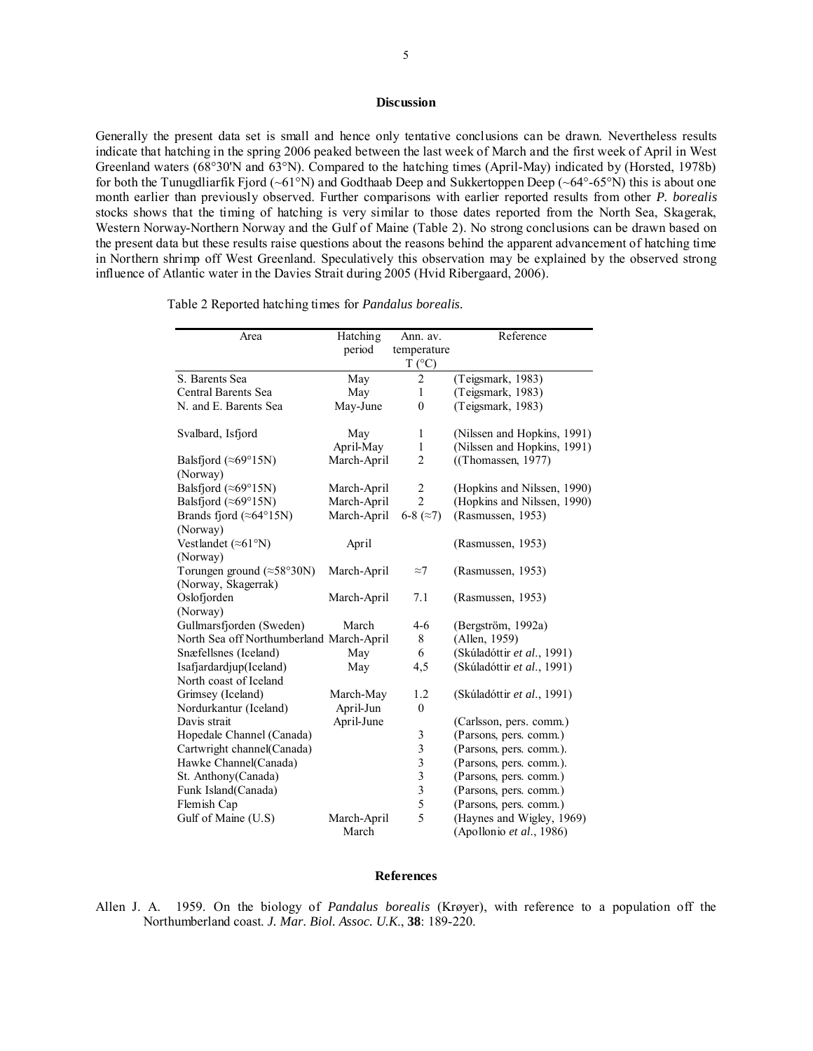## Discussion

Generally the present data set is small and hence only tentative conclusions can be drawn. Nevertheless results indicate that hatching in the spring 2006 peaked between the last week of March and the first week of April in West Greenland waters (68°30'N and 63°N). Compared to the hatching times (April-May) indicated by (Horsted, 1978b) for both the Tunugdliarfik Fjord (~61°N) and Godthaab Deep and Sukkertoppen Deep (~64°-65°N) this is about one month earlier than previously observed. Further comparisons with earlier reported results from other *P. borealis* stocks shows that the timing of hatching is very similar to those dates reported from the North Sea, Skagerak, Western Norway-Northern Norway and the Gulf of Maine (Table 2). No strong conclusions can be drawn based on the present data but these results raise questions about the reasons behind the apparent advancement of hatching time in Northern shrimp off West Greenland. Speculatively this observation may be explained by the observed strong influence of Atlantic water in the Davies Strait during 2005 (Hvid Ribergaard, 2006).

Table 2 Reported hatching times for *Pandalus borealis.*

| Area | Hatching period | Ann. av. temperature T (°C) | Reference |
|---|---|---|---|
| S. Barents Sea | May | 2 | (Teigsmark, 1983) |
| Central Barents Sea | May | 1 | (Teigsmark, 1983) |
| N. and E. Barents Sea | May-June | 0 | (Teigsmark, 1983) |
| Svalbard, Isfjord | May | 1 | (Nilssen and Hopkins, 1991) |
| | April-May | 1 | (Nilssen and Hopkins, 1991) |
| Balsfjord (≈69°15N) (Norway) | March-April | 2 | ((Thomassen, 1977) |
| Balsfjord (≈69°15N) | March-April | 2 | (Hopkins and Nilssen, 1990) |
| Balsfjord (≈69°15N) | March-April | 2 | (Hopkins and Nilssen, 1990) |
| Brands fjord (≈64°15N) (Norway) | March-April | 6-8 (≈7) | (Rasmussen, 1953) |
| Vestlandet (≈61°N) (Norway) | April | | (Rasmussen, 1953) |
| Torungen ground (≈58°30N) (Norway, Skagerrak) | March-April | ≈7 | (Rasmussen, 1953) |
| Oslofjorden (Norway) | March-April | 7.1 | (Rasmussen, 1953) |
| Gullmarsfjorden (Sweden) | March | 4-6 | (Bergström, 1992a) |
| North Sea off Northumberland | March-April | 8 | (Allen, 1959) |
| Snæfellsnes (Iceland) | May | 6 | (Skúladóttir *et al.*, 1991) |
| Isafjardardjup(Iceland) | May | 4,5 | (Skúladóttir *et al.*, 1991) |
| North coast of Iceland | | | |
| Grimsey (Iceland) | March-May | 1.2 | (Skúladóttir *et al.*, 1991) |
| Nordurkantur (Iceland) | April-Jun | 0 | |
| Davis strait | April-June | | (Carlsson, pers. comm.) |
| Hopedale Channel (Canada) | | 3 | (Parsons, pers. comm.) |
| Cartwright channel(Canada) | | 3 | (Parsons, pers. comm.). |
| Hawke Channel(Canada) | | 3 | (Parsons, pers. comm.). |
| St. Anthony(Canada) | | 3 | (Parsons, pers. comm.) |
| Funk Island(Canada) | | 3 | (Parsons, pers. comm.) |
| Flemish Cap | | 5 | (Parsons, pers. comm.) |
| Gulf of Maine (U.S) | March-April | 5 | (Haynes and Wigley, 1969) |
| | March | | (Apollonio *et al.*, 1986) |

## References

Allen J. A. 1959. On the biology of *Pandalus borealis* (Krøyer), with reference to a population off the Northumberland coast. *J. Mar. Biol. Assoc. U.K.*, **38**: 189-220.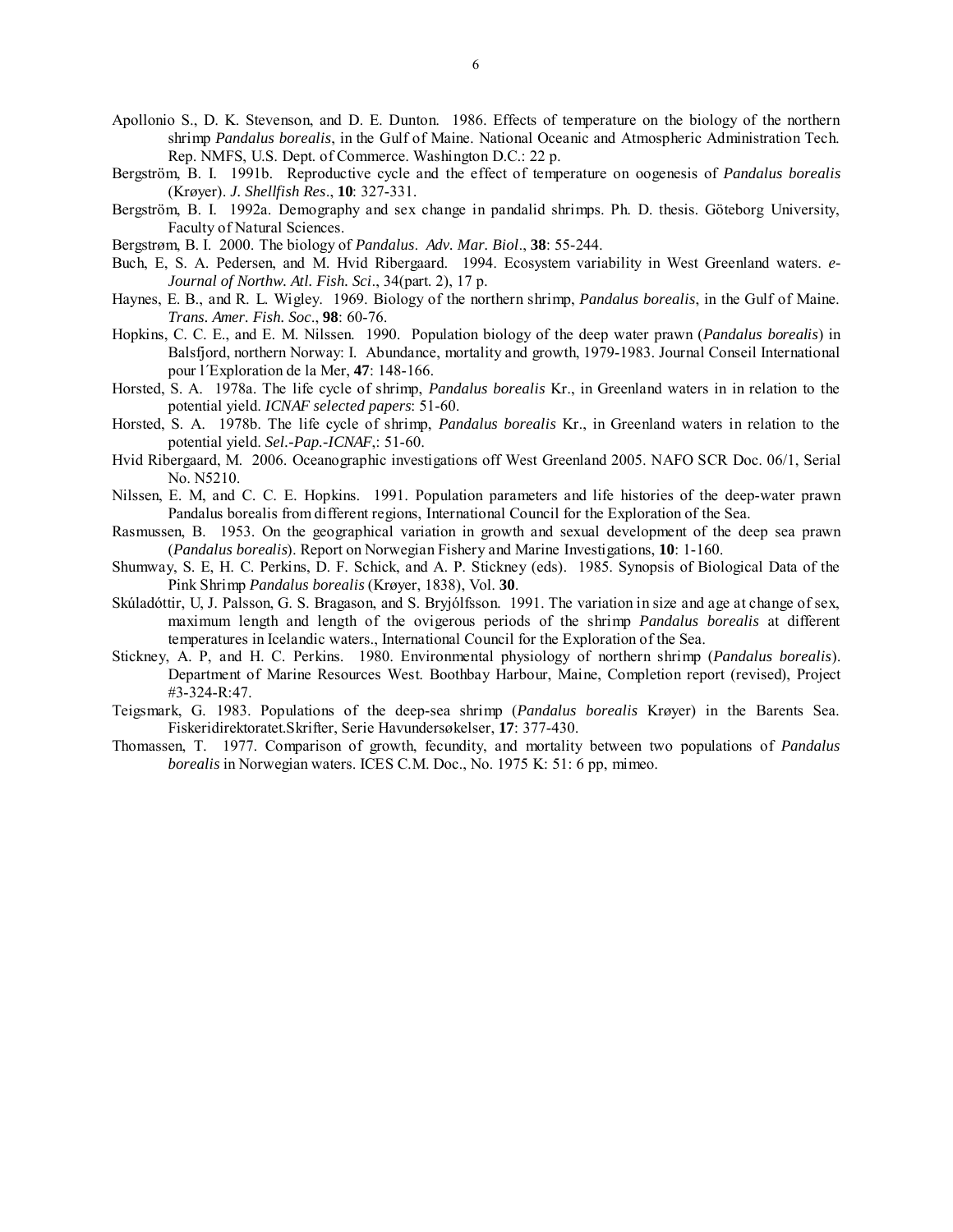Apollonio S., D. K. Stevenson, and D. E. Dunton. 1986. Effects of temperature on the biology of the northern shrimp *Pandalus borealis*, in the Gulf of Maine. National Oceanic and Atmospheric Administration Tech. Rep. NMFS, U.S. Dept. of Commerce. Washington D.C.: 22 p.

Bergström, B. I. 1991b. Reproductive cycle and the effect of temperature on oogenesis of *Pandalus borealis* (Krøyer). *J. Shellfish Res*., **10**: 327-331.

Bergström, B. I. 1992a. Demography and sex change in pandalid shrimps. Ph. D. thesis. Göteborg University, Faculty of Natural Sciences.

Bergstrøm, B. I. 2000. The biology of *Pandalus*. *Adv. Mar. Biol*., **38**: 55-244.

Buch, E, S. A. Pedersen, and M. Hvid Ribergaard. 1994. Ecosystem variability in West Greenland waters. *e-Journal of Northw. Atl. Fish. Sci*., 34(part. 2), 17 p.

Haynes, E. B., and R. L. Wigley. 1969. Biology of the northern shrimp, *Pandalus borealis*, in the Gulf of Maine. *Trans. Amer. Fish. Soc*., **98**: 60-76.

Hopkins, C. C. E., and E. M. Nilssen. 1990. Population biology of the deep water prawn (*Pandalus borealis*) in Balsfjord, northern Norway: I. Abundance, mortality and growth, 1979-1983. Journal Conseil International pour l´Exploration de la Mer, **47**: 148-166.

Horsted, S. A. 1978a. The life cycle of shrimp, *Pandalus borealis* Kr., in Greenland waters in in relation to the potential yield. *ICNAF selected papers*: 51-60.

Horsted, S. A. 1978b. The life cycle of shrimp, *Pandalus borealis* Kr., in Greenland waters in relation to the potential yield. *Sel.-Pap.-ICNAF,*: 51-60.

Hvid Ribergaard, M. 2006. Oceanographic investigations off West Greenland 2005. NAFO SCR Doc. 06/1, Serial No. N5210.

Nilssen, E. M, and C. C. E. Hopkins. 1991. Population parameters and life histories of the deep-water prawn Pandalus borealis from different regions, International Council for the Exploration of the Sea.

Rasmussen, B. 1953. On the geographical variation in growth and sexual development of the deep sea prawn (*Pandalus borealis*). Report on Norwegian Fishery and Marine Investigations, **10**: 1-160.

Shumway, S. E, H. C. Perkins, D. F. Schick, and A. P. Stickney (eds). 1985. Synopsis of Biological Data of the Pink Shrimp *Pandalus borealis* (Krøyer, 1838), Vol. **30**.

Skúladóttir, U, J. Palsson, G. S. Bragason, and S. Bryjólfsson. 1991. The variation in size and age at change of sex, maximum length and length of the ovigerous periods of the shrimp *Pandalus borealis* at different temperatures in Icelandic waters., International Council for the Exploration of the Sea.

Stickney, A. P, and H. C. Perkins. 1980. Environmental physiology of northern shrimp (*Pandalus borealis*). Department of Marine Resources West. Boothbay Harbour, Maine, Completion report (revised), Project #3-324-R:47.

Teigsmark, G. 1983. Populations of the deep-sea shrimp (*Pandalus borealis* Krøyer) in the Barents Sea. Fiskeridirektoratet.Skrifter, Serie Havundersøkelser, **17**: 377-430.

Thomassen, T. 1977. Comparison of growth, fecundity, and mortality between two populations of *Pandalus borealis* in Norwegian waters. ICES C.M. Doc., No. 1975 K: 51: 6 pp, mimeo.